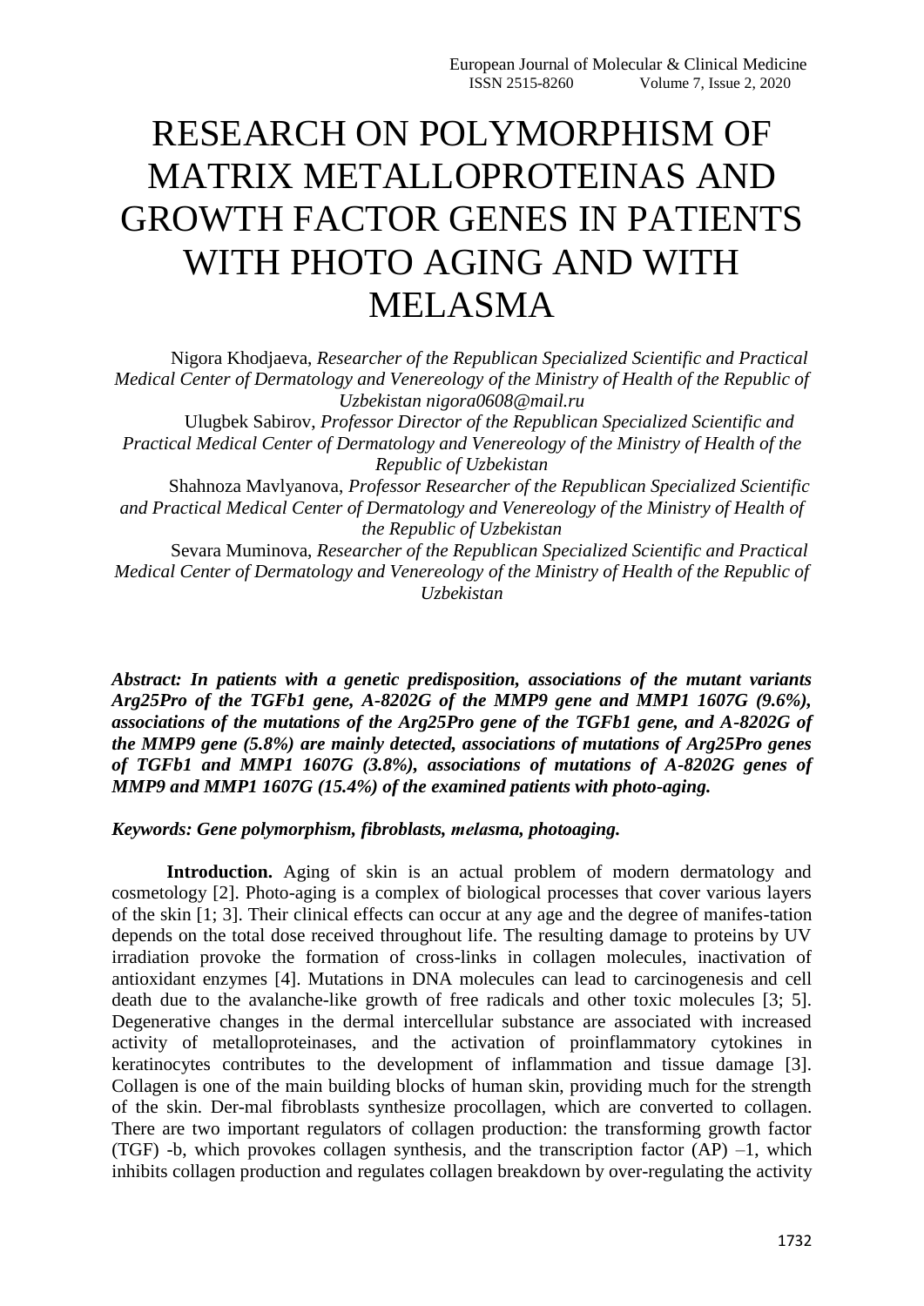# RESEARCH ON POLYMORPHISM OF MATRIX METALLOPROTEINAS AND GROWTH FACTOR GENES IN PATIENTS WITH PHOTO AGING AND WITH MELASMA

Nigora Khodjaeva, *Researcher of the Republican Specialized Scientific and Practical Medical Center of Dermatology and Venereology of the Ministry of Health of the Republic of Uzbekistan nigora0608@mail.ru*

Ulugbek Sabirov, *Professor Director of the Republican Specialized Scientific and Practical Medical Center of Dermatology and Venereology of the Ministry of Health of the Republic of Uzbekistan*

Shahnoza Mavlyanova, *Professor Researcher of the Republican Specialized Scientific and Practical Medical Center of Dermatology and Venereology of the Ministry of Health of the Republic of Uzbekistan*

Sevara Muminova, *Researcher of the Republican Specialized Scientific and Practical Medical Center of Dermatology and Venereology of the Ministry of Health of the Republic of Uzbekistan*

***Abstract: In patients with a genetic predisposition, associations of the mutant variants Arg25Pro of the TGFb1 gene, A-8202G of the MMP9 gene and MMP1 1607G (9.6%), associations of the mutations of the Arg25Pro gene of the TGFb1 gene, and A-8202G of the MMP9 gene (5.8%) are mainly detected, associations of mutations of Arg25Pro genes of TGFb1 and MMP1 1607G (3.8%), associations of mutations of A-8202G genes of MMP9 and MMP1 1607G (15.4%) of the examined patients with photo-aging.***

***Keywords: Gene polymorphism, fibroblasts, melasma, photoaging.***

**Introduction.** Aging of skin is an actual problem of modern dermatology and cosmetology [2]. Photo-aging is a complex of biological processes that cover various layers of the skin [1; 3]. Their clinical effects can occur at any age and the degree of manifes-tation depends on the total dose received throughout life. The resulting damage to proteins by UV irradiation provoke the formation of cross-links in collagen molecules, inactivation of antioxidant enzymes [4]. Mutations in DNA molecules can lead to carcinogenesis and cell death due to the avalanche-like growth of free radicals and other toxic molecules [3; 5]. Degenerative changes in the dermal intercellular substance are associated with increased activity of metalloproteinases, and the activation of proinflammatory cytokines in keratinocytes contributes to the development of inflammation and tissue damage [3]. Collagen is one of the main building blocks of human skin, providing much for the strength of the skin. Der-mal fibroblasts synthesize procollagen, which are converted to collagen. There are two important regulators of collagen production: the transforming growth factor (TGF) -b, which provokes collagen synthesis, and the transcription factor (AP) –1, which inhibits collagen production and regulates collagen breakdown by over-regulating the activity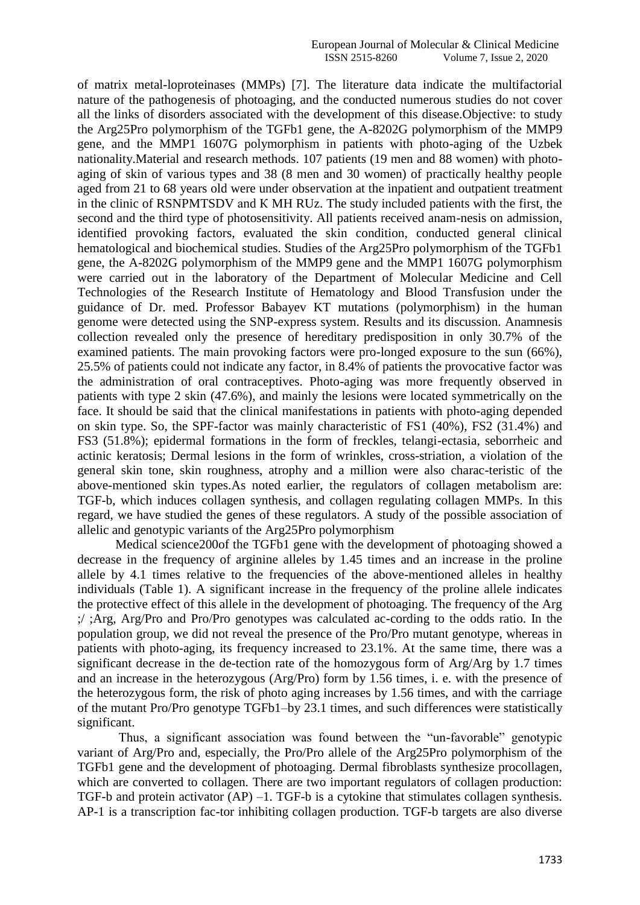of matrix metal-loproteinases (MMPs) [7]. The literature data indicate the multifactorial nature of the pathogenesis of photoaging, and the conducted numerous studies do not cover all the links of disorders associated with the development of this disease.Objective: to study the Arg25Pro polymorphism of the TGFb1 gene, the A-8202G polymorphism of the MMP9 gene, and the MMP1 1607G polymorphism in patients with photo-aging of the Uzbek nationality.Material and research methods. 107 patients (19 men and 88 women) with photo-aging of skin of various types and 38 (8 men and 30 women) of practically healthy people aged from 21 to 68 years old were under observation at the inpatient and outpatient treatment in the clinic of RSNPMTSDV and K MH RUz. The study included patients with the first, the second and the third type of photosensitivity. All patients received anam-nesis on admission, identified provoking factors, evaluated the skin condition, conducted general clinical hematological and biochemical studies. Studies of the Arg25Pro polymorphism of the TGFb1 gene, the A-8202G polymorphism of the MMP9 gene and the MMP1 1607G polymorphism were carried out in the laboratory of the Department of Molecular Medicine and Cell Technologies of the Research Institute of Hematology and Blood Transfusion under the guidance of Dr. med. Professor Babayev KT mutations (polymorphism) in the human genome were detected using the SNP-express system. Results and its discussion. Anamnesis collection revealed only the presence of hereditary predisposition in only 30.7% of the examined patients. The main provoking factors were pro-longed exposure to the sun (66%), 25.5% of patients could not indicate any factor, in 8.4% of patients the provocative factor was the administration of oral contraceptives. Photo-aging was more frequently observed in patients with type 2 skin (47.6%), and mainly the lesions were located symmetrically on the face. It should be said that the clinical manifestations in patients with photo-aging depended on skin type. So, the SPF-factor was mainly characteristic of FS1 (40%), FS2 (31.4%) and FS3 (51.8%); epidermal formations in the form of freckles, telangi-ectasia, seborrheic and actinic keratosis; Dermal lesions in the form of wrinkles, cross-striation, a violation of the general skin tone, skin roughness, atrophy and a million were also charac-teristic of the above-mentioned skin types.As noted earlier, the regulators of collagen metabolism are: TGF-b, which induces collagen synthesis, and collagen regulating collagen MMPs. In this regard, we have studied the genes of these regulators. A study of the possible association of allelic and genotypic variants of the Arg25Pro polymorphism

Medical science200of the TGFb1 gene with the development of photoaging showed a decrease in the frequency of arginine alleles by 1.45 times and an increase in the proline allele by 4.1 times relative to the frequencies of the above-mentioned alleles in healthy individuals (Table 1). A significant increase in the frequency of the proline allele indicates the protective effect of this allele in the development of photoaging. The frequency of the Arg ;/ ;Arg, Arg/Pro and Pro/Pro genotypes was calculated ac-cording to the odds ratio. In the population group, we did not reveal the presence of the Pro/Pro mutant genotype, whereas in patients with photo-aging, its frequency increased to 23.1%. At the same time, there was a significant decrease in the de-tection rate of the homozygous form of Arg/Arg by 1.7 times and an increase in the heterozygous (Arg/Pro) form by 1.56 times, i. e. with the presence of the heterozygous form, the risk of photo aging increases by 1.56 times, and with the carriage of the mutant Pro/Pro genotype TGFb1–by 23.1 times, and such differences were statistically significant.

Thus, a significant association was found between the "un-favorable" genotypic variant of Arg/Pro and, especially, the Pro/Pro allele of the Arg25Pro polymorphism of the TGFb1 gene and the development of photoaging. Dermal fibroblasts synthesize procollagen, which are converted to collagen. There are two important regulators of collagen production: TGF-b and protein activator (AP) –1. TGF-b is a cytokine that stimulates collagen synthesis. AP-1 is a transcription fac-tor inhibiting collagen production. TGF-b targets are also diverse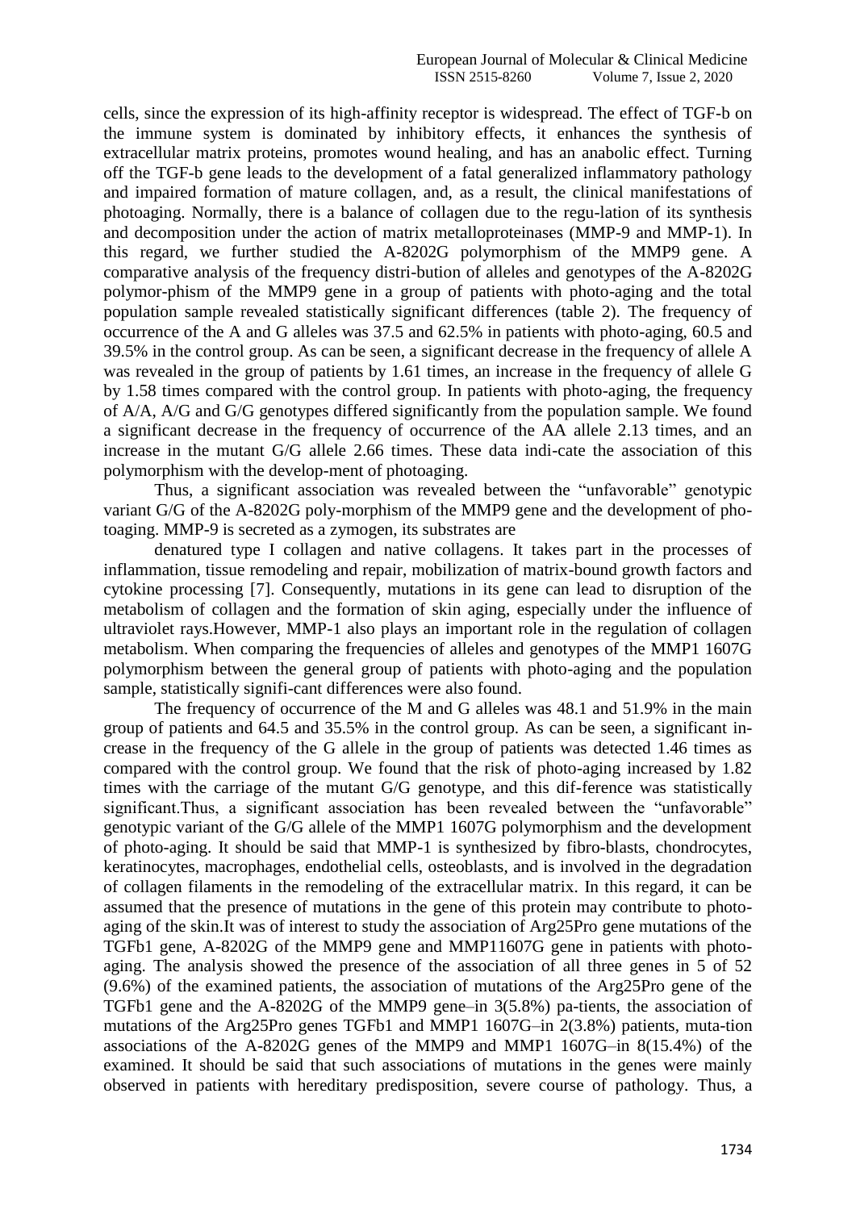cells, since the expression of its high-affinity receptor is widespread. The effect of TGF-b on the immune system is dominated by inhibitory effects, it enhances the synthesis of extracellular matrix proteins, promotes wound healing, and has an anabolic effect. Turning off the TGF-b gene leads to the development of a fatal generalized inflammatory pathology and impaired formation of mature collagen, and, as a result, the clinical manifestations of photoaging. Normally, there is a balance of collagen due to the regu-lation of its synthesis and decomposition under the action of matrix metalloproteinases (MMP-9 and MMP-1). In this regard, we further studied the A-8202G polymorphism of the MMP9 gene. A comparative analysis of the frequency distri-bution of alleles and genotypes of the A-8202G polymor-phism of the MMP9 gene in a group of patients with photo-aging and the total population sample revealed statistically significant differences (table 2). The frequency of occurrence of the A and G alleles was 37.5 and 62.5% in patients with photo-aging, 60.5 and 39.5% in the control group. As can be seen, a significant decrease in the frequency of allele A was revealed in the group of patients by 1.61 times, an increase in the frequency of allele G by 1.58 times compared with the control group. In patients with photo-aging, the frequency of A/A, A/G and G/G genotypes differed significantly from the population sample. We found a significant decrease in the frequency of occurrence of the AA allele 2.13 times, and an increase in the mutant G/G allele 2.66 times. These data indi-cate the association of this polymorphism with the develop-ment of photoaging.

Thus, a significant association was revealed between the "unfavorable" genotypic variant G/G of the A-8202G poly-morphism of the MMP9 gene and the development of pho-toaging. MMP-9 is secreted as a zymogen, its substrates are

denatured type I collagen and native collagens. It takes part in the processes of inflammation, tissue remodeling and repair, mobilization of matrix-bound growth factors and cytokine processing [7]. Consequently, mutations in its gene can lead to disruption of the metabolism of collagen and the formation of skin aging, especially under the influence of ultraviolet rays.However, MMP-1 also plays an important role in the regulation of collagen metabolism. When comparing the frequencies of alleles and genotypes of the MMP1 1607G polymorphism between the general group of patients with photo-aging and the population sample, statistically signifi-cant differences were also found.

The frequency of occurrence of the M and G alleles was 48.1 and 51.9% in the main group of patients and 64.5 and 35.5% in the control group. As can be seen, a significant in-crease in the frequency of the G allele in the group of patients was detected 1.46 times as compared with the control group. We found that the risk of photo-aging increased by 1.82 times with the carriage of the mutant G/G genotype, and this dif-ference was statistically significant.Thus, a significant association has been revealed between the "unfavorable" genotypic variant of the G/G allele of the MMP1 1607G polymorphism and the development of photo-aging. It should be said that MMP-1 is synthesized by fibro-blasts, chondrocytes, keratinocytes, macrophages, endothelial cells, osteoblasts, and is involved in the degradation of collagen filaments in the remodeling of the extracellular matrix. In this regard, it can be assumed that the presence of mutations in the gene of this protein may contribute to photo-aging of the skin.It was of interest to study the association of Arg25Pro gene mutations of the TGFb1 gene, A-8202G of the MMP9 gene and MMP11607G gene in patients with photo-aging. The analysis showed the presence of the association of all three genes in 5 of 52 (9.6%) of the examined patients, the association of mutations of the Arg25Pro gene of the TGFb1 gene and the A-8202G of the MMP9 gene–in 3(5.8%) pa-tients, the association of mutations of the Arg25Pro genes TGFb1 and MMP1 1607G–in 2(3.8%) patients, muta-tion associations of the A-8202G genes of the MMP9 and MMP1 1607G–in 8(15.4%) of the examined. It should be said that such associations of mutations in the genes were mainly observed in patients with hereditary predisposition, severe course of pathology. Thus, a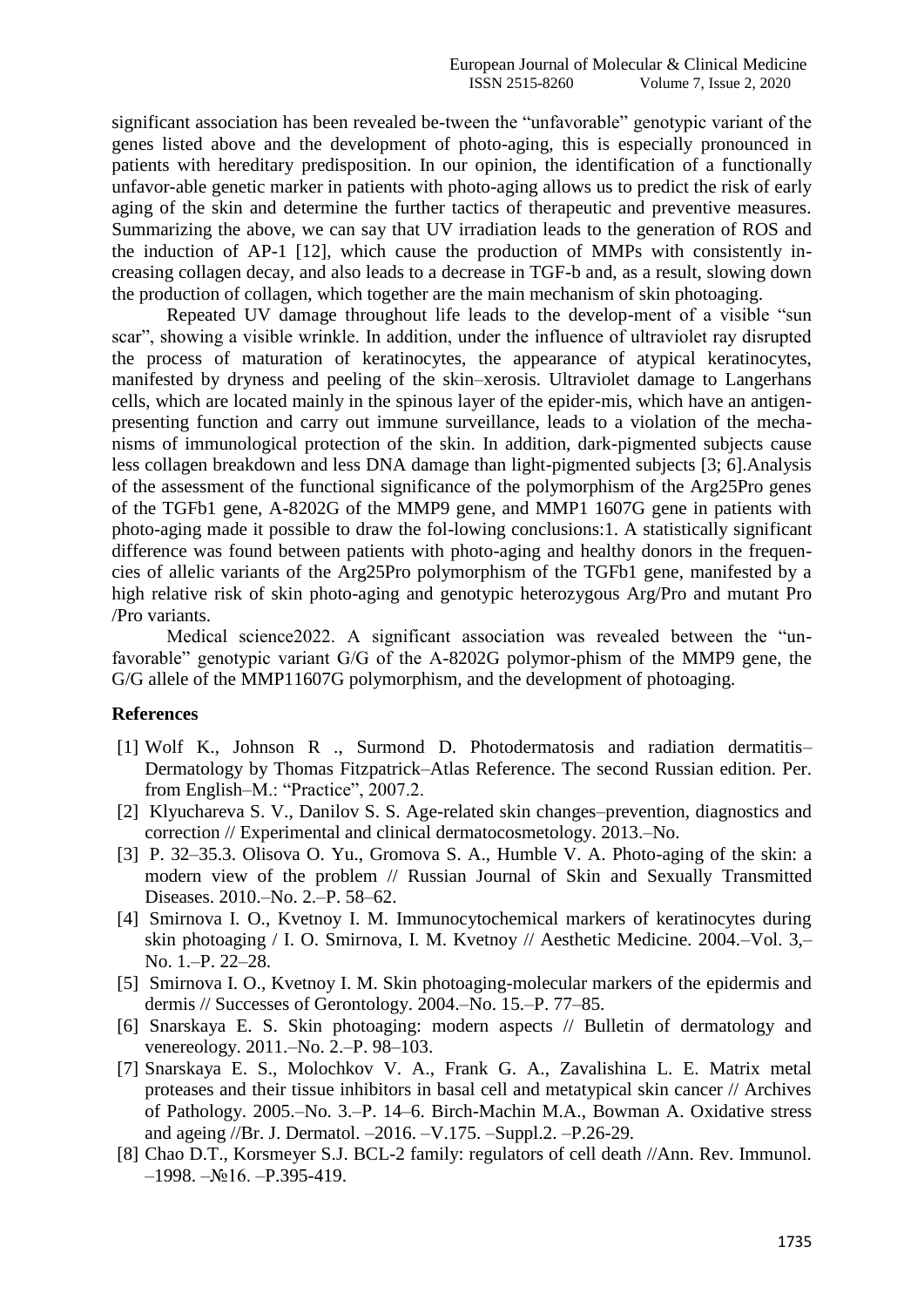significant association has been revealed be-tween the "unfavorable" genotypic variant of the genes listed above and the development of photo-aging, this is especially pronounced in patients with hereditary predisposition. In our opinion, the identification of a functionally unfavor-able genetic marker in patients with photo-aging allows us to predict the risk of early aging of the skin and determine the further tactics of therapeutic and preventive measures. Summarizing the above, we can say that UV irradiation leads to the generation of ROS and the induction of AP-1 [12], which cause the production of MMPs with consistently in-creasing collagen decay, and also leads to a decrease in TGF-b and, as a result, slowing down the production of collagen, which together are the main mechanism of skin photoaging.

Repeated UV damage throughout life leads to the develop-ment of a visible "sun scar", showing a visible wrinkle. In addition, under the influence of ultraviolet ray disrupted the process of maturation of keratinocytes, the appearance of atypical keratinocytes, manifested by dryness and peeling of the skin–xerosis. Ultraviolet damage to Langerhans cells, which are located mainly in the spinous layer of the epider-mis, which have an antigen-presenting function and carry out immune surveillance, leads to a violation of the mecha-nisms of immunological protection of the skin. In addition, dark-pigmented subjects cause less collagen breakdown and less DNA damage than light-pigmented subjects [3; 6].Analysis of the assessment of the functional significance of the polymorphism of the Arg25Pro genes of the TGFb1 gene, A-8202G of the MMP9 gene, and MMP1 1607G gene in patients with photo-aging made it possible to draw the fol-lowing conclusions:1. A statistically significant difference was found between patients with photo-aging and healthy donors in the frequen-cies of allelic variants of the Arg25Pro polymorphism of the TGFb1 gene, manifested by a high relative risk of skin photo-aging and genotypic heterozygous Arg/Pro and mutant Pro /Pro variants.

Medical science2022. A significant association was revealed between the "un-favorable" genotypic variant G/G of the A-8202G polymor-phism of the MMP9 gene, the G/G allele of the MMP11607G polymorphism, and the development of photoaging.

## References

[1] Wolf K., Johnson R ., Surmond D. Photodermatosis and radiation dermatitis–Dermatology by Thomas Fitzpatrick–Atlas Reference. The second Russian edition. Per. from English–M.: "Practice", 2007.2.

[2] Klyuchareva S. V., Danilov S. S. Age-related skin changes–prevention, diagnostics and correction // Experimental and clinical dermatocosmetology. 2013.–No.

[3] P. 32–35.3. Olisova O. Yu., Gromova S. A., Humble V. A. Photo-aging of the skin: a modern view of the problem // Russian Journal of Skin and Sexually Transmitted Diseases. 2010.–No. 2.–P. 58–62.

[4] Smirnova I. O., Kvetnoy I. M. Immunocytochemical markers of keratinocytes during skin photoaging / I. O. Smirnova, I. M. Kvetnoy // Aesthetic Medicine. 2004.–Vol. 3,–No. 1.–P. 22–28.

[5] Smirnova I. O., Kvetnoy I. M. Skin photoaging-molecular markers of the epidermis and dermis // Successes of Gerontology. 2004.–No. 15.–P. 77–85.

[6] Snarskaya E. S. Skin photoaging: modern aspects // Bulletin of dermatology and venereology. 2011.–No. 2.–P. 98–103.

[7] Snarskaya E. S., Molochkov V. A., Frank G. A., Zavalishina L. E. Matrix metal proteases and their tissue inhibitors in basal cell and metatypical skin cancer // Archives of Pathology. 2005.–No. 3.–P. 14–6. Birch-Machin M.A., Bowman A. Oxidative stress and ageing //Br. J. Dermatol. –2016. –V.175. –Suppl.2. –P.26-29.

[8] Chao D.T., Korsmeyer S.J. BCL-2 family: regulators of cell death //Ann. Rev. Immunol. –1998. –№16. –P.395-419.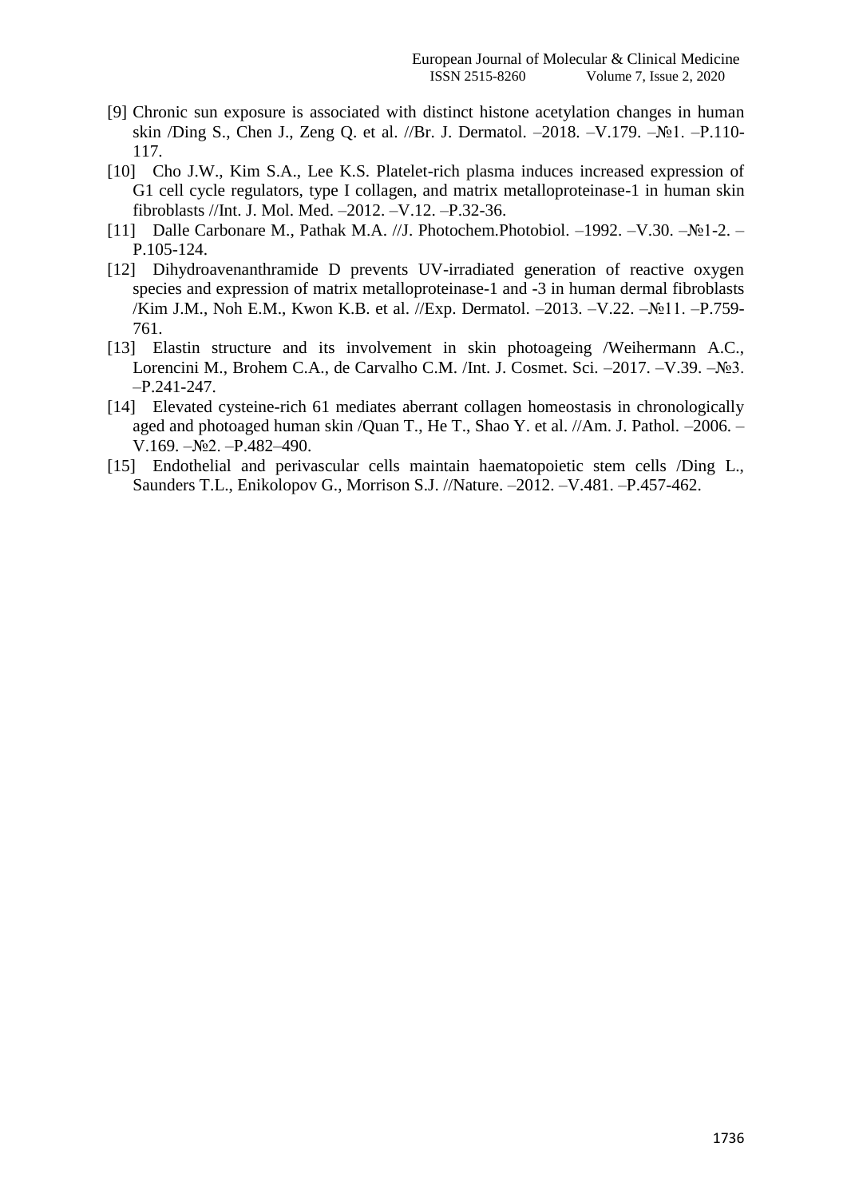[9] Chronic sun exposure is associated with distinct histone acetylation changes in human skin /Ding S., Chen J., Zeng Q. et al. //Br. J. Dermatol. –2018. –V.179. –№1. –P.110-117.

[10] Cho J.W., Kim S.A., Lee K.S. Platelet-rich plasma induces increased expression of G1 cell cycle regulators, type I collagen, and matrix metalloproteinase-1 in human skin fibroblasts //Int. J. Mol. Med. –2012. –V.12. –P.32-36.

[11] Dalle Carbonare M., Pathak M.A. //J. Photochem.Photobiol. –1992. –V.30. –№1-2. –P.105-124.

[12] Dihydroavenanthramide D prevents UV-irradiated generation of reactive oxygen species and expression of matrix metalloproteinase-1 and -3 in human dermal fibroblasts /Kim J.M., Noh E.M., Kwon K.B. et al. //Exp. Dermatol. –2013. –V.22. –№11. –P.759-761.

[13] Elastin structure and its involvement in skin photoageing /Weihermann A.C., Lorencini M., Brohem C.A., de Carvalho C.M. /Int. J. Cosmet. Sci. –2017. –V.39. –№3. –P.241-247.

[14] Elevated cysteine-rich 61 mediates aberrant collagen homeostasis in chronologically aged and photoaged human skin /Quan T., He T., Shao Y. et al. //Am. J. Pathol. –2006. –V.169. –№2. –P.482–490.

[15] Endothelial and perivascular cells maintain haematopoietic stem cells /Ding L., Saunders T.L., Enikolopov G., Morrison S.J. //Nature. –2012. –V.481. –P.457-462.